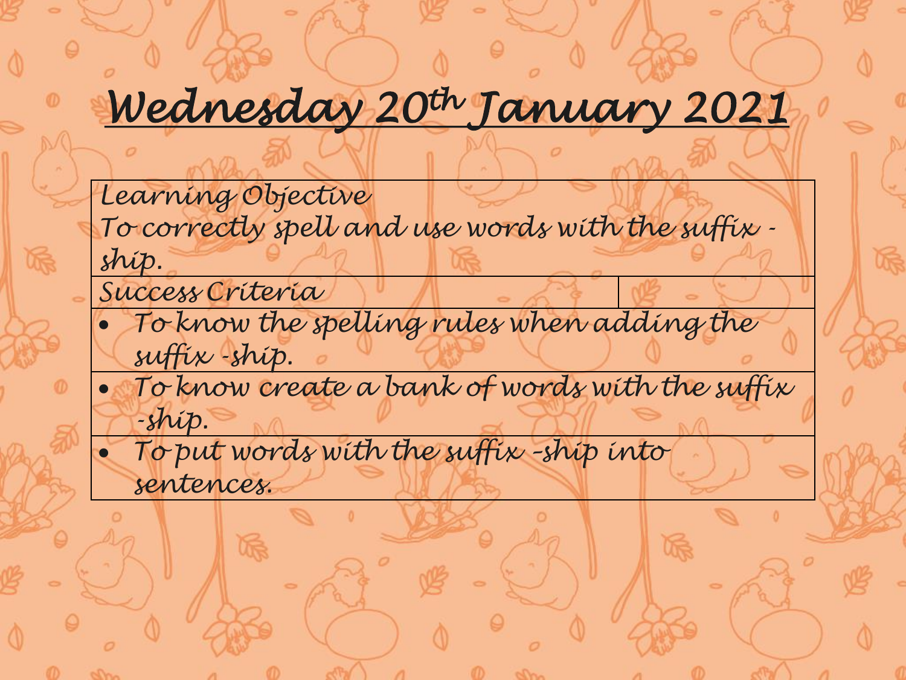# Wednesday 20th January 2021

| Learning Objective<br>To correctly spell and use words with the suffix -ship. | |
|---|---|
| Success Criteria | |
| • To know the spelling rules when adding the suffix -ship. | |
| • To know create a bank of words with the suffix -ship. | |
| • To put words with the suffix –ship into sentences. | |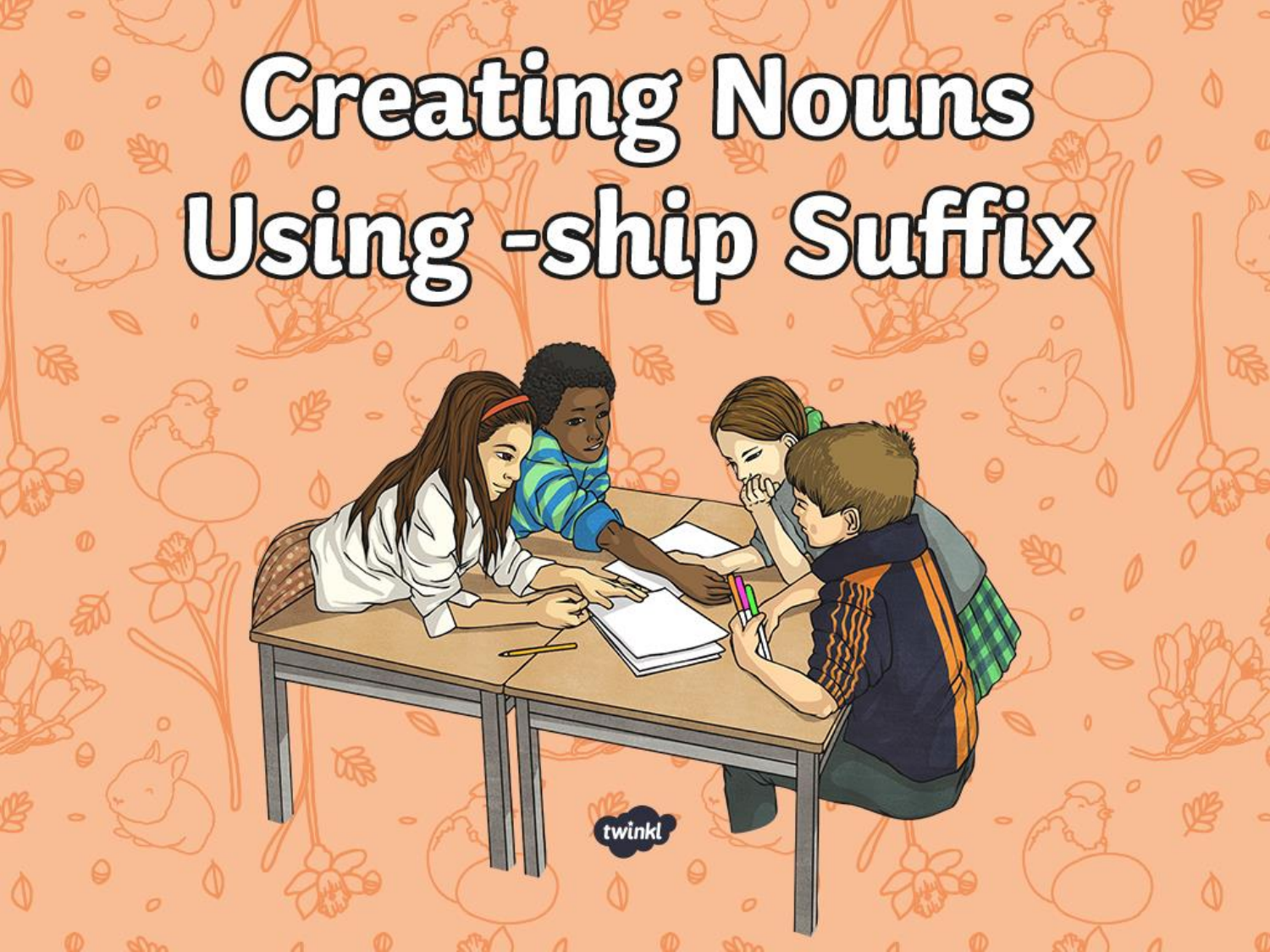# Creating Nouns Using -ship Suffix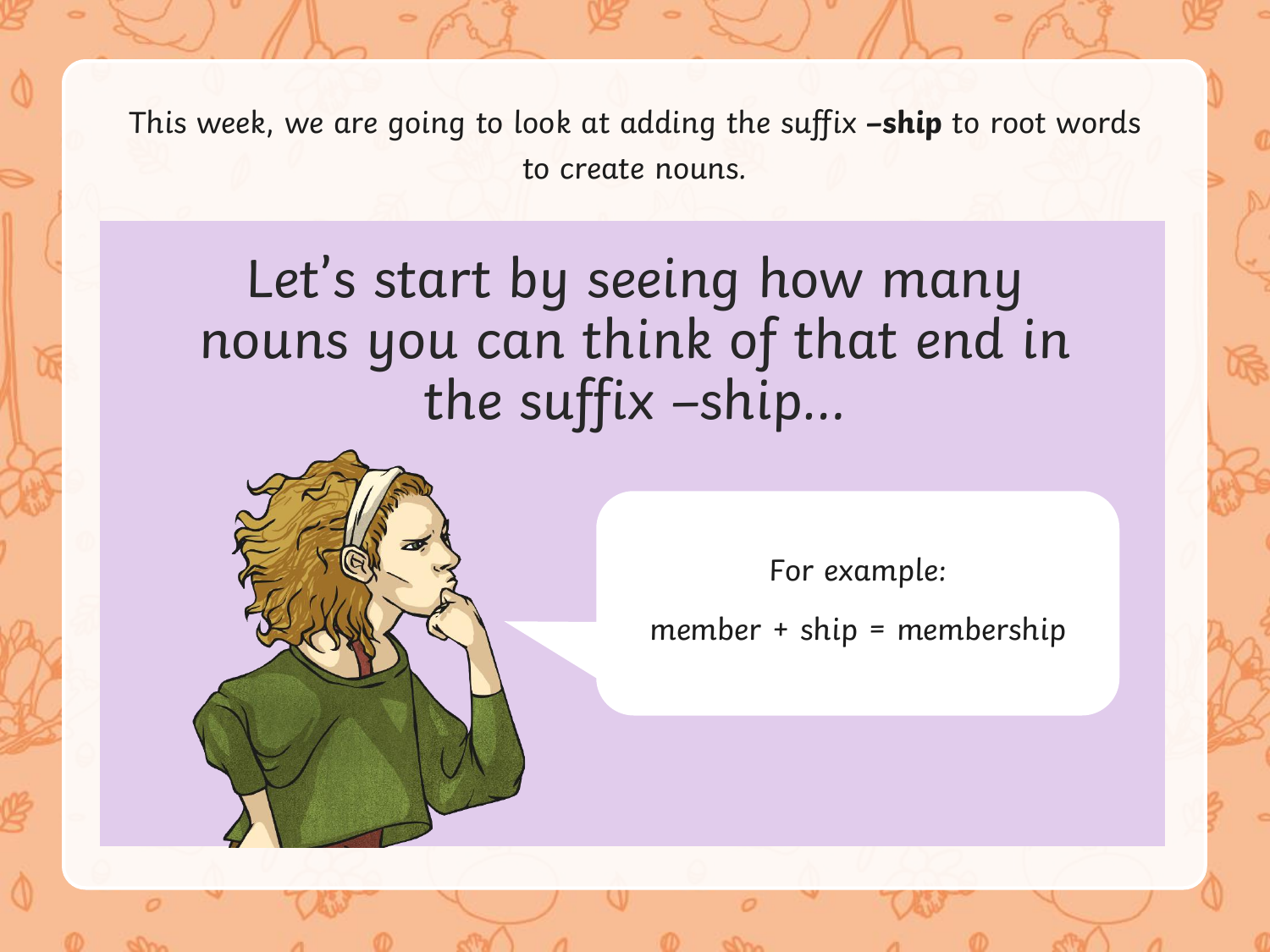This week, we are going to look at adding the suffix **–ship** to root words to create nouns.

# Let's start by seeing how many nouns you can think of that end in the suffix –ship...

For example:

member + ship = membership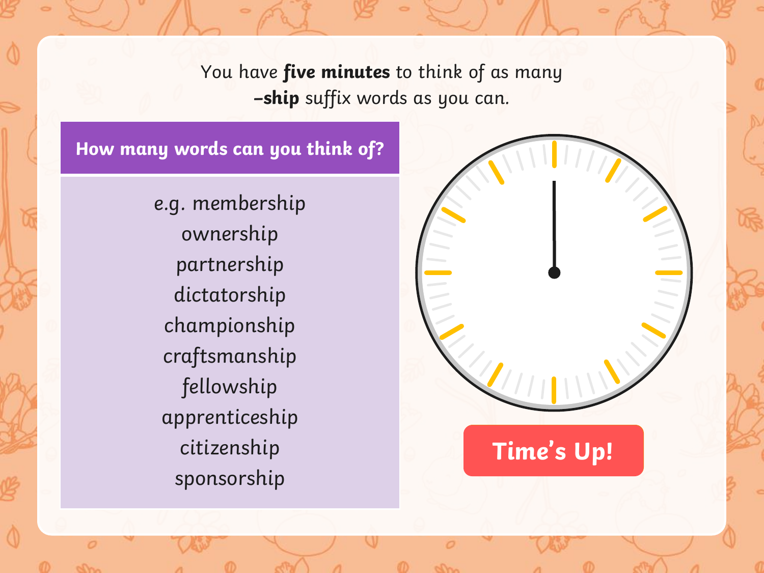You have **five minutes** to think of as many **–ship** suffix words as you can.

**How many words can you think of?**

e.g. membership
ownership
partnership
dictatorship
championship
craftsmanship
fellowship
apprenticeship
citizenship
sponsorship

**Time's Up!**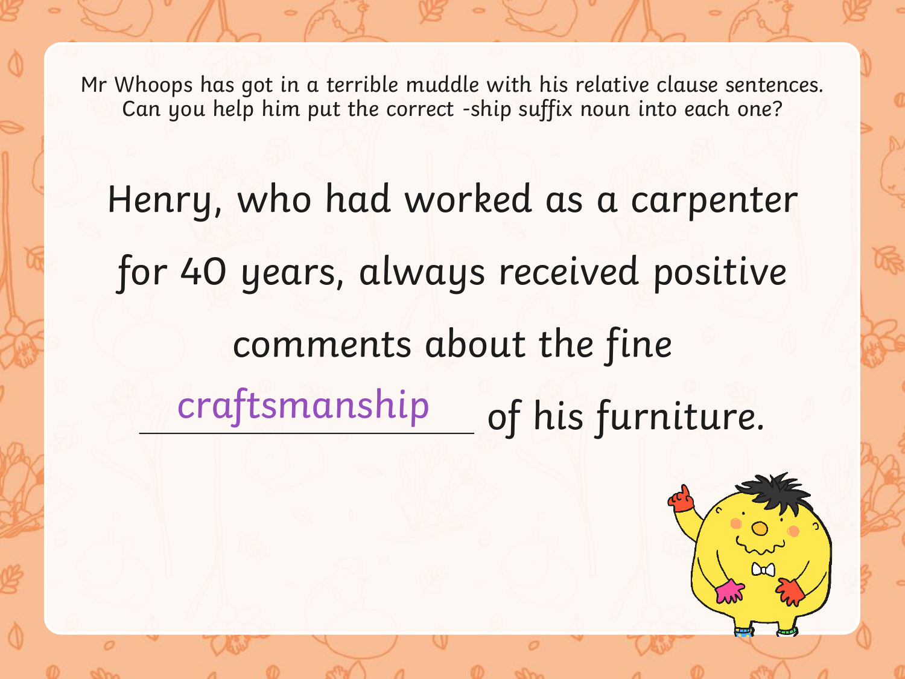Mr Whoops has got in a terrible muddle with his relative clause sentences. Can you help him put the correct -ship suffix noun into each one?

Henry, who had worked as a carpenter for 40 years, always received positive comments about the fine craftsmanship of his furniture.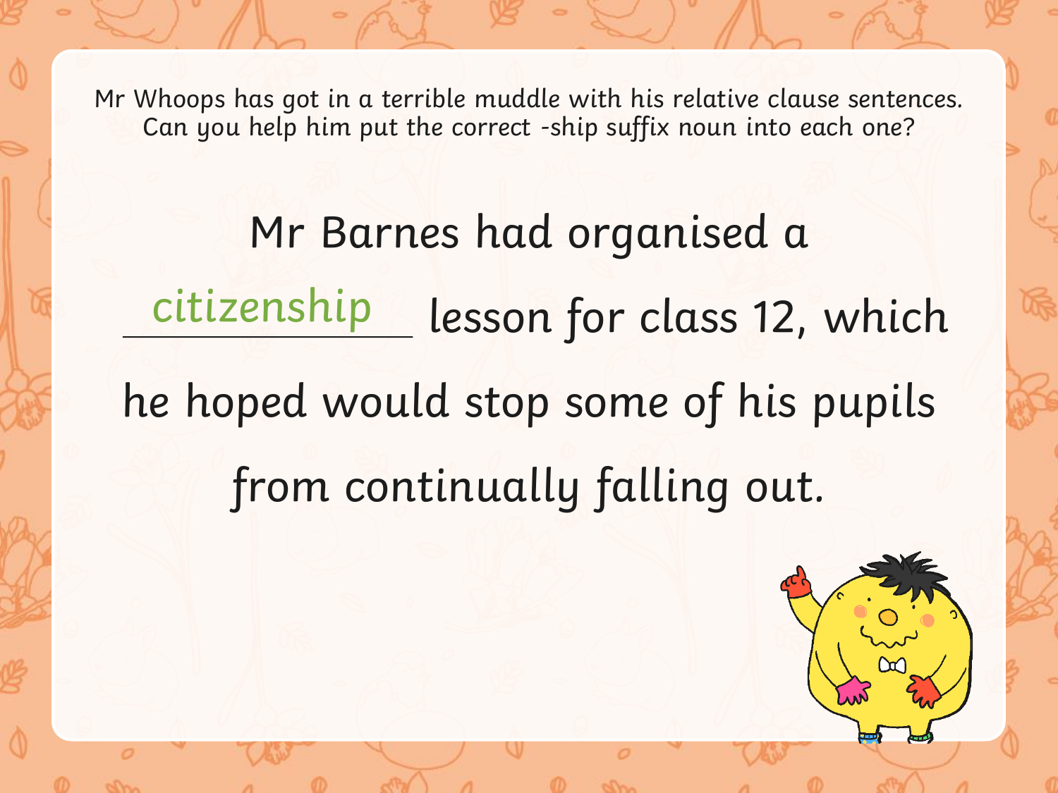Mr Whoops has got in a terrible muddle with his relative clause sentences. Can you help him put the correct -ship suffix noun into each one?

Mr Barnes had organised a citizenship lesson for class 12, which he hoped would stop some of his pupils from continually falling out.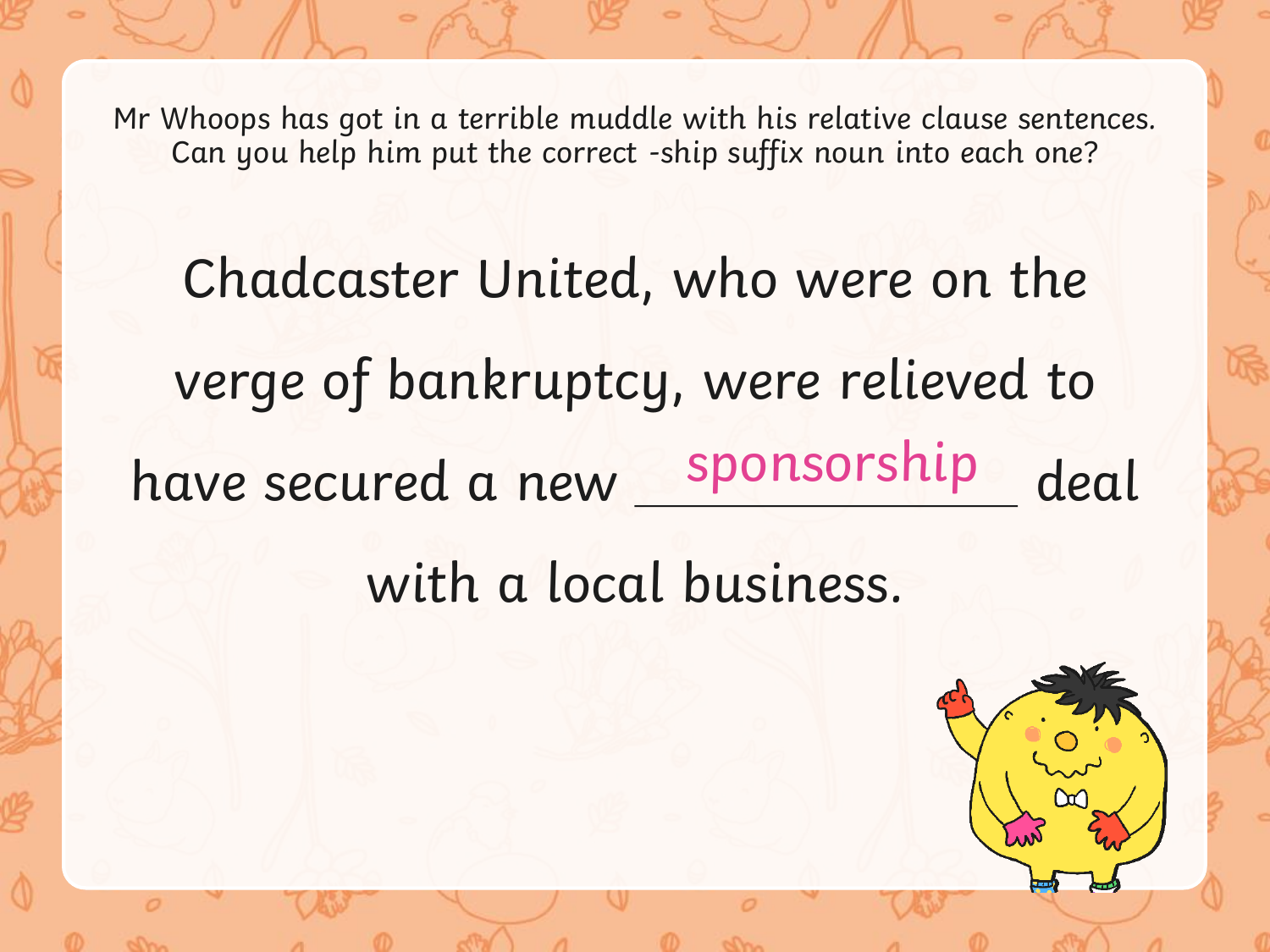Mr Whoops has got in a terrible muddle with his relative clause sentences. Can you help him put the correct -ship suffix noun into each one?

Chadcaster United, who were on the verge of bankruptcy, were relieved to have secured a new sponsorship deal with a local business.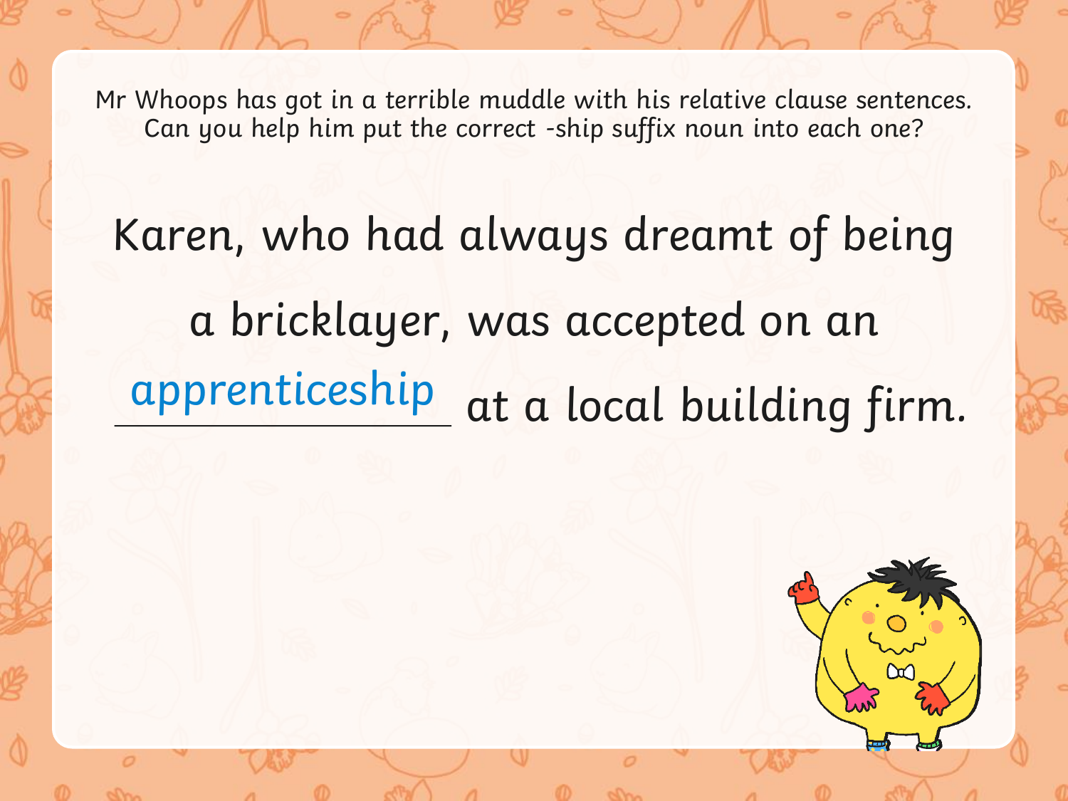Mr Whoops has got in a terrible muddle with his relative clause sentences. Can you help him put the correct -ship suffix noun into each one?

Karen, who had always dreamt of being a bricklayer, was accepted on an apprenticeship at a local building firm.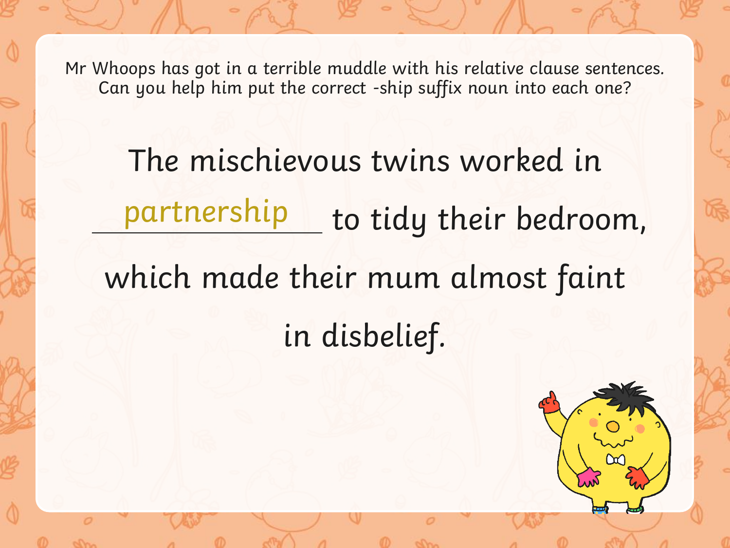Mr Whoops has got in a terrible muddle with his relative clause sentences. Can you help him put the correct -ship suffix noun into each one?

The mischievous twins worked in partnership to tidy their bedroom, which made their mum almost faint in disbelief.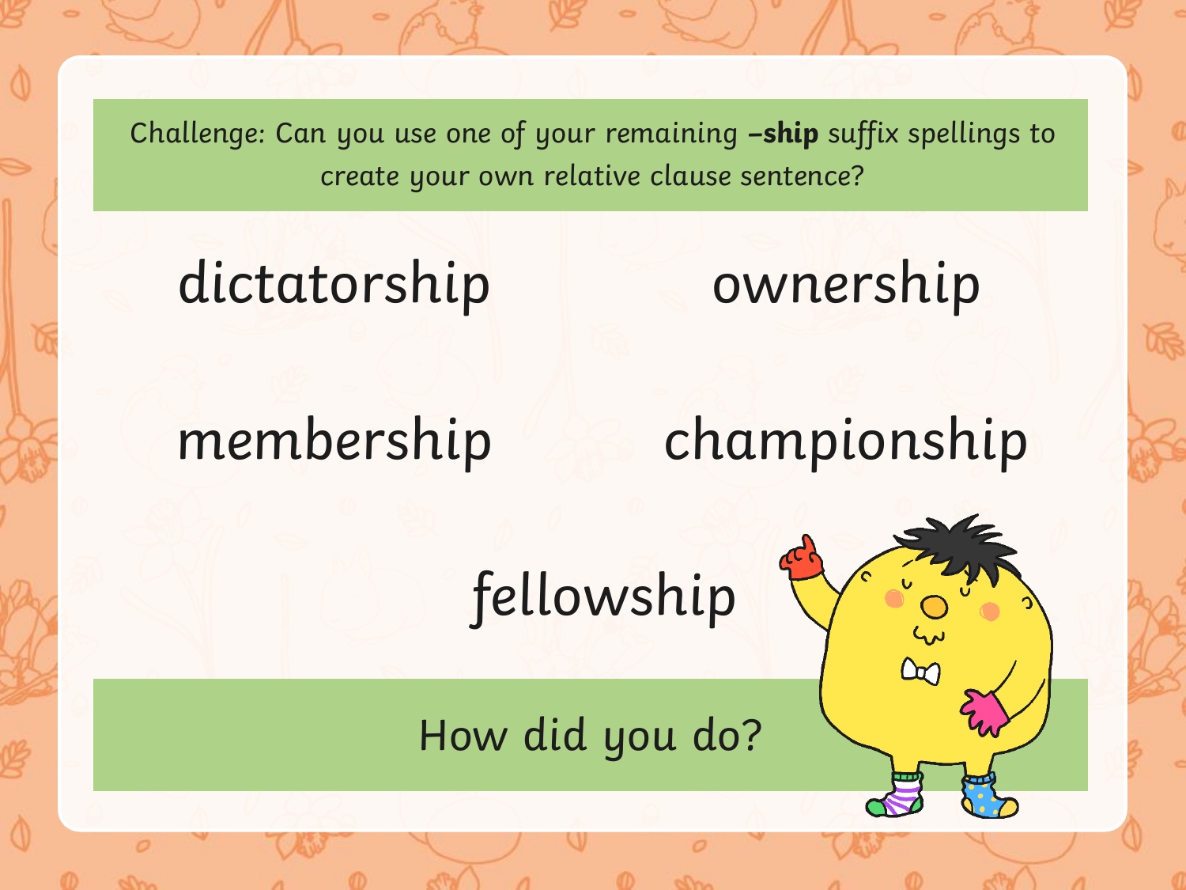Challenge: Can you use one of your remaining **–ship** suffix spellings to create your own relative clause sentence?

dictatorship

ownership

membership

championship

fellowship

How did you do?